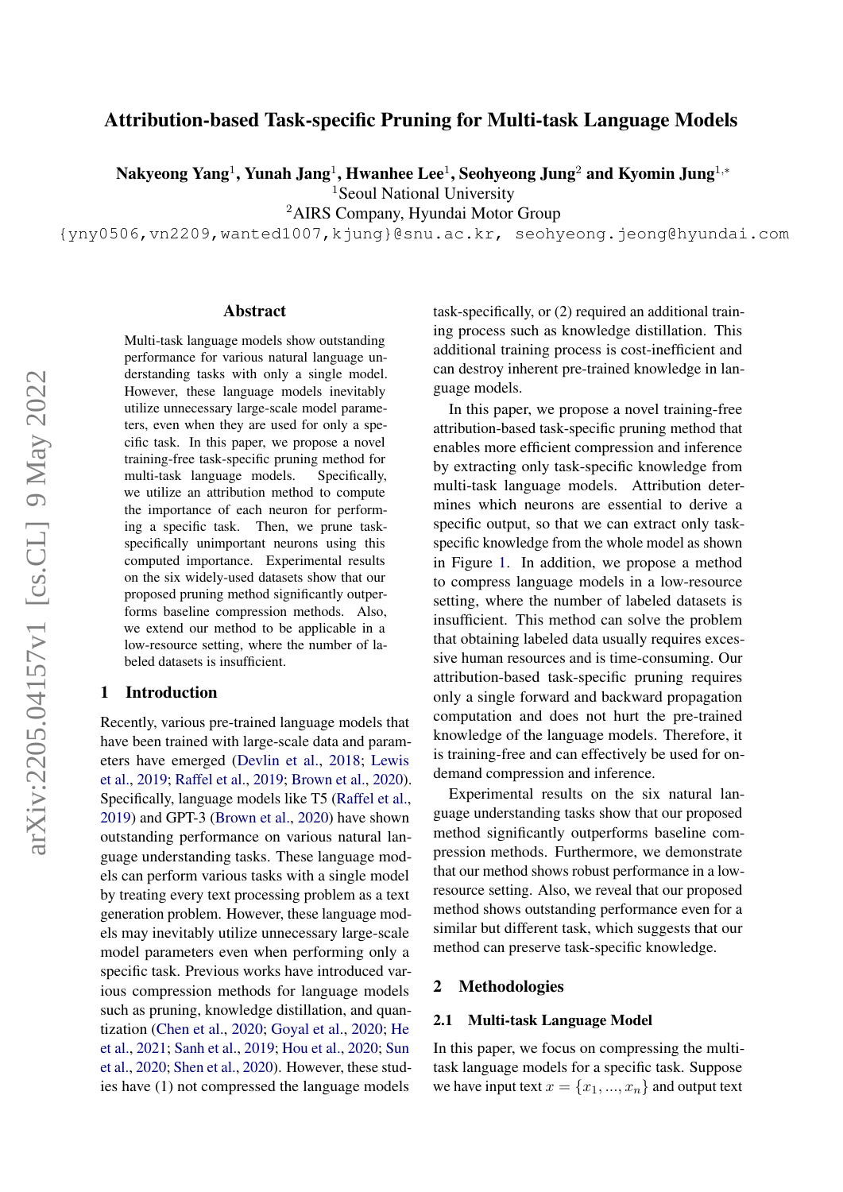# Attribution-based Task-specific Pruning for Multi-task Language Models

**Nakyeong Yang[1], Yunah Jang[1], Hwanhee Lee[1], Seohyeong Jung[2] and Kyomin Jung[1,*]**

[1]Seoul National University

[2]AIRS Company, Hyundai Motor Group

{yny0506,vn2209,wanted1007,kjung}@snu.ac.kr, seohyeong.jeong@hyundai.com

## Abstract

Multi-task language models show outstanding performance for various natural language understanding tasks with only a single model. However, these language models inevitably utilize unnecessary large-scale model parameters, even when they are used for only a specific task. In this paper, we propose a novel training-free task-specific pruning method for multi-task language models. Specifically, we utilize an attribution method to compute the importance of each neuron for performing a specific task. Then, we prune task-specifically unimportant neurons using this computed importance. Experimental results on the six widely-used datasets show that our proposed pruning method significantly outperforms baseline compression methods. Also, we extend our method to be applicable in a low-resource setting, where the number of labeled datasets is insufficient.

## 1 Introduction

Recently, various pre-trained language models that have been trained with large-scale data and parameters have emerged (Devlin et al., 2018; Lewis et al., 2019; Raffel et al., 2019; Brown et al., 2020). Specifically, language models like T5 (Raffel et al., 2019) and GPT-3 (Brown et al., 2020) have shown outstanding performance on various natural language understanding tasks. These language models can perform various tasks with a single model by treating every text processing problem as a text generation problem. However, these language models may inevitably utilize unnecessary large-scale model parameters even when performing only a specific task. Previous works have introduced various compression methods for language models such as pruning, knowledge distillation, and quantization (Chen et al., 2020; Goyal et al., 2020; He et al., 2021; Sanh et al., 2019; Hou et al., 2020; Sun et al., 2020; Shen et al., 2020). However, these studies have (1) not compressed the language models task-specifically, or (2) required an additional training process such as knowledge distillation. This additional training process is cost-inefficient and can destroy inherent pre-trained knowledge in language models.

In this paper, we propose a novel training-free attribution-based task-specific pruning method that enables more efficient compression and inference by extracting only task-specific knowledge from multi-task language models. Attribution determines which neurons are essential to derive a specific output, so that we can extract only task-specific knowledge from the whole model as shown in Figure 1. In addition, we propose a method to compress language models in a low-resource setting, where the number of labeled datasets is insufficient. This method can solve the problem that obtaining labeled data usually requires excessive human resources and is time-consuming. Our attribution-based task-specific pruning requires only a single forward and backward propagation computation and does not hurt the pre-trained knowledge of the language models. Therefore, it is training-free and can effectively be used for on-demand compression and inference.

Experimental results on the six natural language understanding tasks show that our proposed method significantly outperforms baseline compression methods. Furthermore, we demonstrate that our method shows robust performance in a low-resource setting. Also, we reveal that our proposed method shows outstanding performance even for a similar but different task, which suggests that our method can preserve task-specific knowledge.

## 2 Methodologies

### 2.1 Multi-task Language Model

In this paper, we focus on compressing the multi-task language models for a specific task. Suppose we have input text $x = \{x_1, ..., x_n\}$ and output text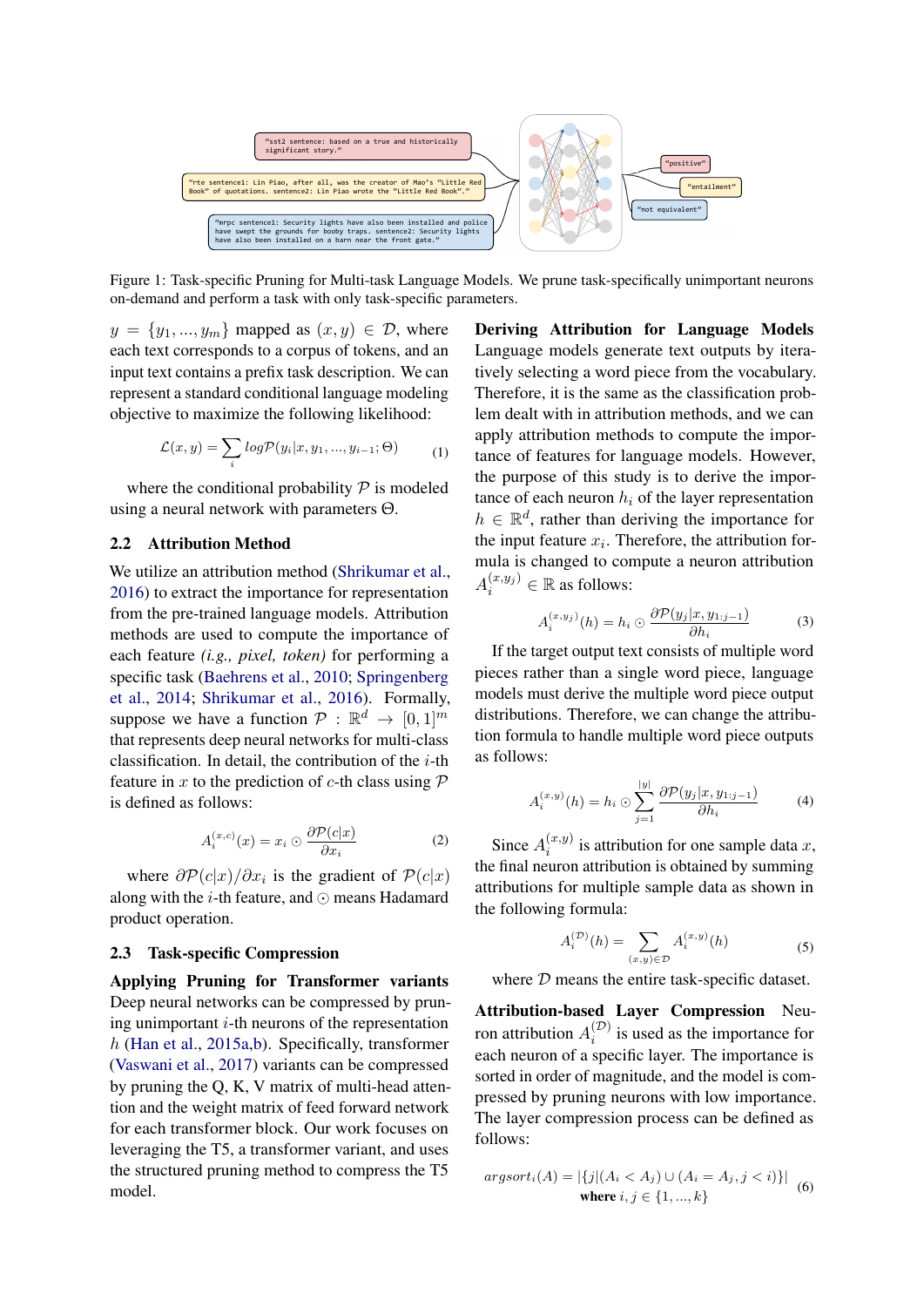Figure 1: Task-specific Pruning for Multi-task Language Models. We prune task-specifically unimportant neurons on-demand and perform a task with only task-specific parameters.

$y = \{y_1, ..., y_m\}$ mapped as $(x, y) \in \mathcal{D}$, where each text corresponds to a corpus of tokens, and an input text contains a prefix task description. We can represent a standard conditional language modeling objective to maximize the following likelihood:

$$\mathcal{L}(x, y) = \sum_i log\mathcal{P}(y_i|x, y_1, ..., y_{i-1}; \Theta) \quad (1)$$

where the conditional probability $\mathcal{P}$ is modeled using a neural network with parameters $\Theta$.

## 2.2 Attribution Method

We utilize an attribution method (Shrikumar et al., 2016) to extract the importance for representation from the pre-trained language models. Attribution methods are used to compute the importance of each feature *(i.g., pixel, token)* for performing a specific task (Baehrens et al., 2010; Springenberg et al., 2014; Shrikumar et al., 2016). Formally, suppose we have a function $\mathcal{P} : \mathbb{R}^d \rightarrow [0, 1]^m$ that represents deep neural networks for multi-class classification. In detail, the contribution of the $i$-th feature in $x$ to the prediction of $c$-th class using $\mathcal{P}$ is defined as follows:

$$A_i^{(x,c)}(x) = x_i \odot \frac{\partial \mathcal{P}(c|x)}{\partial x_i} \quad (2)$$

where $\partial \mathcal{P}(c|x)/\partial x_i$ is the gradient of $\mathcal{P}(c|x)$ along with the $i$-th feature, and $\odot$ means Hadamard product operation.

## 2.3 Task-specific Compression

**Applying Pruning for Transformer variants** Deep neural networks can be compressed by pruning unimportant $i$-th neurons of the representation $h$ (Han et al., 2015a,b). Specifically, transformer (Vaswani et al., 2017) variants can be compressed by pruning the Q, K, V matrix of multi-head attention and the weight matrix of feed forward network for each transformer block. Our work focuses on leveraging the T5, a transformer variant, and uses the structured pruning method to compress the T5 model.

**Deriving Attribution for Language Models** Language models generate text outputs by iteratively selecting a word piece from the vocabulary. Therefore, it is the same as the classification problem dealt with in attribution methods, and we can apply attribution methods to compute the importance of features for language models. However, the purpose of this study is to derive the importance of each neuron $h_i$ of the layer representation $h \in \mathbb{R}^d$, rather than deriving the importance for the input feature $x_i$. Therefore, the attribution formula is changed to compute a neuron attribution $A_i^{(x,y_j)} \in \mathbb{R}$ as follows:

$$A_i^{(x,y_j)}(h) = h_i \odot \frac{\partial \mathcal{P}(y_j|x, y_{1:j-1})}{\partial h_i} \quad (3)$$

If the target output text consists of multiple word pieces rather than a single word piece, language models must derive the multiple word piece output distributions. Therefore, we can change the attribution formula to handle multiple word piece outputs as follows:

$$A_i^{(x,y)}(h) = h_i \odot \sum_{j=1}^{|y|} \frac{\partial \mathcal{P}(y_j|x, y_{1:j-1})}{\partial h_i} \quad (4)$$

Since $A_i^{(x,y)}$ is attribution for one sample data $x$, the final neuron attribution is obtained by summing attributions for multiple sample data as shown in the following formula:

$$A_i^{(\mathcal{D})}(h) = \sum_{(x,y)\in\mathcal{D}} A_i^{(x,y)}(h) \quad (5)$$

where $\mathcal{D}$ means the entire task-specific dataset.

**Attribution-based Layer Compression** Neuron attribution $A_i^{(\mathcal{D})}$ is used as the importance for each neuron of a specific layer. The importance is sorted in order of magnitude, and the model is compressed by pruning neurons with low importance. The layer compression process can be defined as follows:

$$argsort_i(A) = |\{j|(A_i < A_j) \cup (A_i = A_j, j < i)\}| \quad (6)$$
$$\textbf{where } i, j \in \{1, ..., k\}$$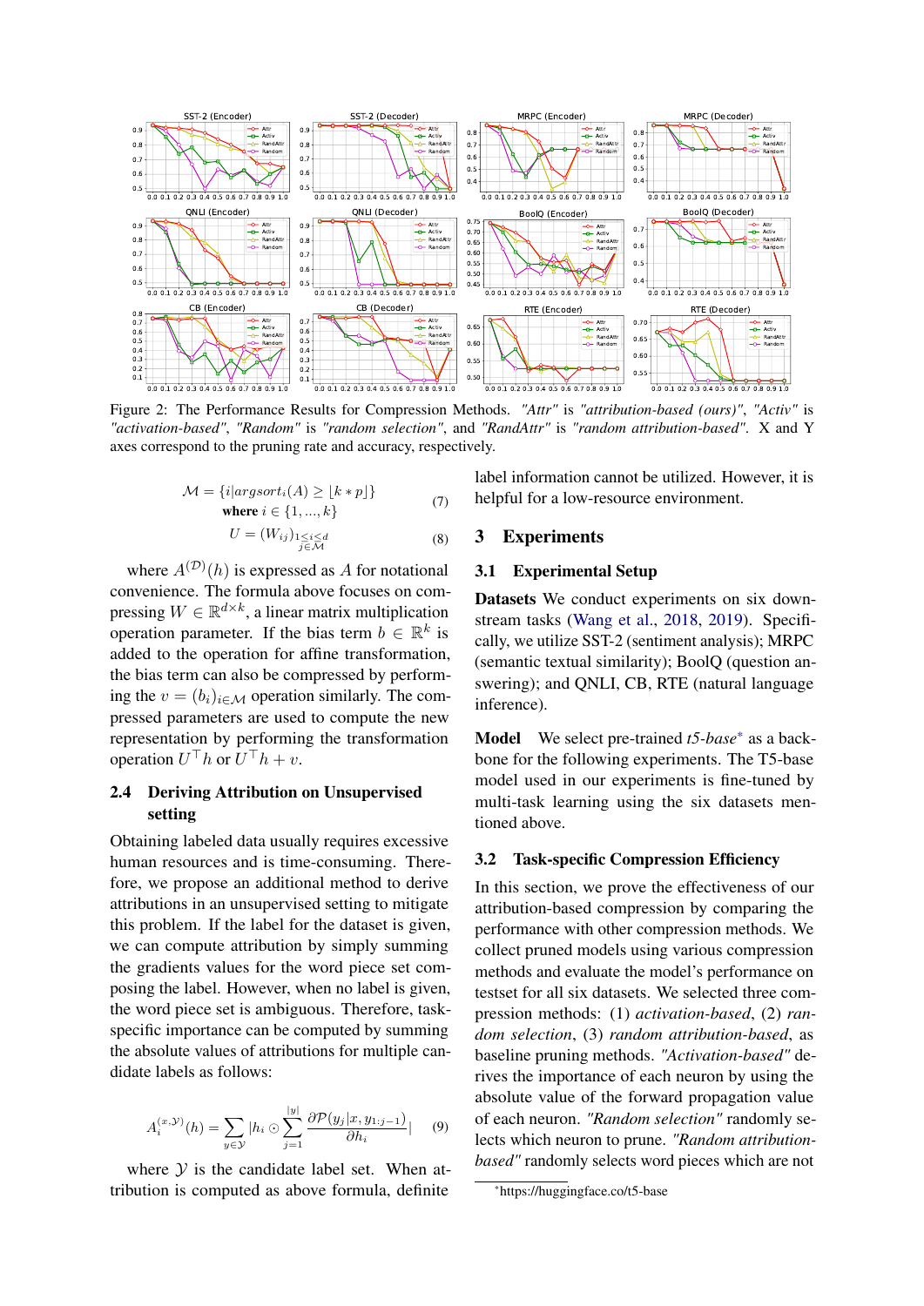Figure 2: The Performance Results for Compression Methods. *"Attr"* is *"attribution-based (ours)"*, *"Activ"* is *"activation-based"*, *"Random"* is *"random selection"*, and *"RandAttr"* is *"random attribution-based"*. X and Y axes correspond to the pruning rate and accuracy, respectively.

$$\mathcal{M} = \{i | argsort_i(A) \geq \lfloor k * p \rfloor\} \quad \text{where } i \in \{1, ..., k\} \tag{7}$$

$$U = (W_{ij})_{\substack{1 \leq i \leq d \\ j \in \mathcal{M}}} \tag{8}$$

where $A^{(\mathcal{D})}(h)$ is expressed as $A$ for notational convenience. The formula above focuses on compressing $W \in \mathbb{R}^{d \times k}$, a linear matrix multiplication operation parameter. If the bias term $b \in \mathbb{R}^k$ is added to the operation for affine transformation, the bias term can also be compressed by performing the $v = (b_i)_{i \in \mathcal{M}}$ operation similarly. The compressed parameters are used to compute the new representation by performing the transformation operation $U^\top h$ or $U^\top h + v$.

## 2.4 Deriving Attribution on Unsupervised setting

Obtaining labeled data usually requires excessive human resources and is time-consuming. Therefore, we propose an additional method to derive attributions in an unsupervised setting to mitigate this problem. If the label for the dataset is given, we can compute attribution by simply summing the gradients values for the word piece set composing the label. However, when no label is given, the word piece set is ambiguous. Therefore, task-specific importance can be computed by summing the absolute values of attributions for multiple candidate labels as follows:

$$A_i^{(x,\mathcal{Y})}(h) = \sum_{y \in \mathcal{Y}} |h_i \odot \sum_{j=1}^{|y|} \frac{\partial \mathcal{P}(y_j | x, y_{1:j-1})}{\partial h_i}| \tag{9}$$

where $\mathcal{Y}$ is the candidate label set. When attribution is computed as above formula, definite label information cannot be utilized. However, it is helpful for a low-resource environment.

# 3 Experiments

## 3.1 Experimental Setup

**Datasets** We conduct experiments on six downstream tasks (Wang et al., 2018, 2019). Specifically, we utilize SST-2 (sentiment analysis); MRPC (semantic textual similarity); BoolQ (question answering); and QNLI, CB, RTE (natural language inference).

**Model** We select pre-trained *t5-base*[*] as a backbone for the following experiments. The T5-base model used in our experiments is fine-tuned by multi-task learning using the six datasets mentioned above.

## 3.2 Task-specific Compression Efficiency

In this section, we prove the effectiveness of our attribution-based compression by comparing the performance with other compression methods. We collect pruned models using various compression methods and evaluate the model's performance on testset for all six datasets. We selected three compression methods: (1) *activation-based*, (2) *random selection*, (3) *random attribution-based*, as baseline pruning methods. *"Activation-based"* derives the importance of each neuron by using the absolute value of the forward propagation value of each neuron. *"Random selection"* randomly selects which neuron to prune. *"Random attribution-based"* randomly selects word pieces which are not

[*]https://huggingface.co/t5-base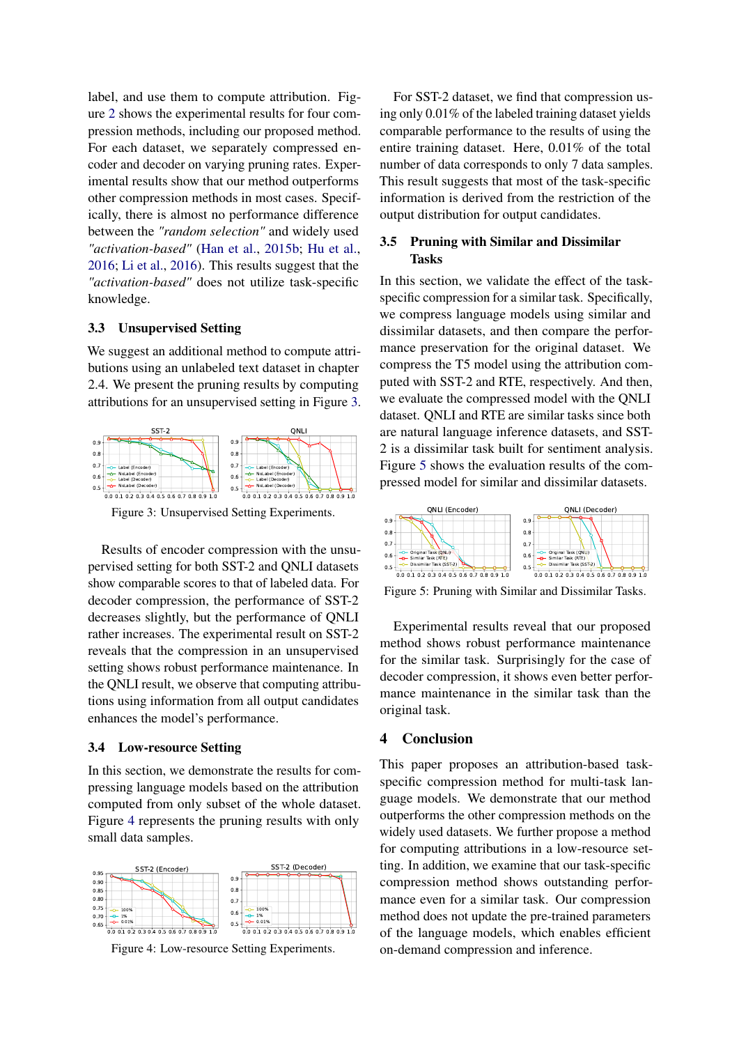label, and use them to compute attribution. Figure 2 shows the experimental results for four compression methods, including our proposed method. For each dataset, we separately compressed encoder and decoder on varying pruning rates. Experimental results show that our method outperforms other compression methods in most cases. Specifically, there is almost no performance difference between the *"random selection"* and widely used *"activation-based"* (Han et al., 2015b; Hu et al., 2016; Li et al., 2016). This results suggest that the *"activation-based"* does not utilize task-specific knowledge.

### 3.3 Unsupervised Setting

We suggest an additional method to compute attributions using an unlabeled text dataset in chapter 2.4. We present the pruning results by computing attributions for an unsupervised setting in Figure 3.

Figure 3: Unsupervised Setting Experiments.

Results of encoder compression with the unsupervised setting for both SST-2 and QNLI datasets show comparable scores to that of labeled data. For decoder compression, the performance of SST-2 decreases slightly, but the performance of QNLI rather increases. The experimental result on SST-2 reveals that the compression in an unsupervised setting shows robust performance maintenance. In the QNLI result, we observe that computing attributions using information from all output candidates enhances the model's performance.

### 3.4 Low-resource Setting

In this section, we demonstrate the results for compressing language models based on the attribution computed from only subset of the whole dataset. Figure 4 represents the pruning results with only small data samples.

Figure 4: Low-resource Setting Experiments.

For SST-2 dataset, we find that compression using only 0.01% of the labeled training dataset yields comparable performance to the results of using the entire training dataset. Here, 0.01% of the total number of data corresponds to only 7 data samples. This result suggests that most of the task-specific information is derived from the restriction of the output distribution for output candidates.

### 3.5 Pruning with Similar and Dissimilar Tasks

In this section, we validate the effect of the task-specific compression for a similar task. Specifically, we compress language models using similar and dissimilar datasets, and then compare the performance preservation for the original dataset. We compress the T5 model using the attribution computed with SST-2 and RTE, respectively. And then, we evaluate the compressed model with the QNLI dataset. QNLI and RTE are similar tasks since both are natural language inference datasets, and SST-2 is a dissimilar task built for sentiment analysis. Figure 5 shows the evaluation results of the compressed model for similar and dissimilar datasets.

Figure 5: Pruning with Similar and Dissimilar Tasks.

Experimental results reveal that our proposed method shows robust performance maintenance for the similar task. Surprisingly for the case of decoder compression, it shows even better performance maintenance in the similar task than the original task.

## 4 Conclusion

This paper proposes an attribution-based task-specific compression method for multi-task language models. We demonstrate that our method outperforms the other compression methods on the widely used datasets. We further propose a method for computing attributions in a low-resource setting. In addition, we examine that our task-specific compression method shows outstanding performance even for a similar task. Our compression method does not update the pre-trained parameters of the language models, which enables efficient on-demand compression and inference.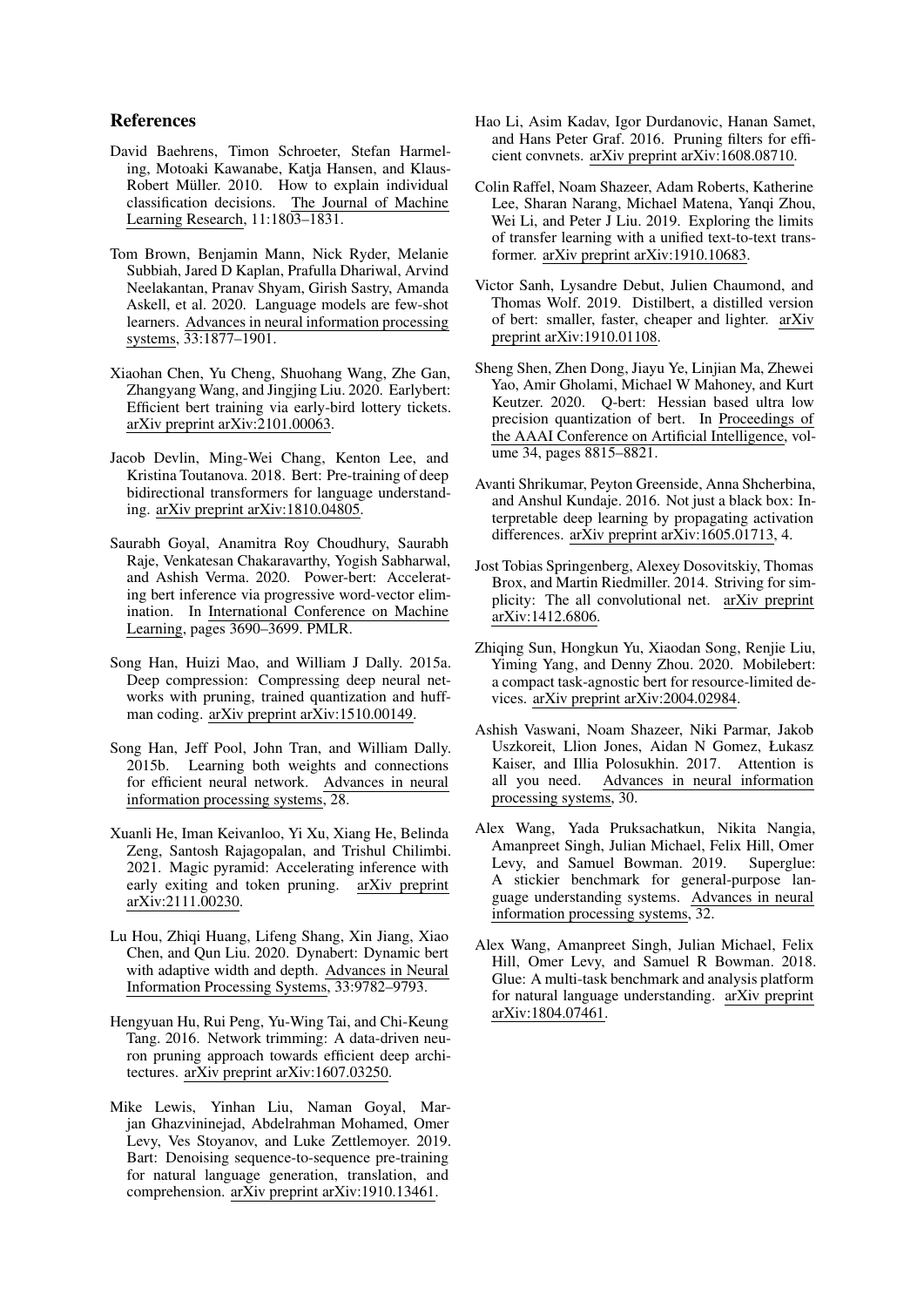## References

David Baehrens, Timon Schroeter, Stefan Harmeling, Motoaki Kawanabe, Katja Hansen, and Klaus-Robert Müller. 2010. How to explain individual classification decisions. The Journal of Machine Learning Research, 11:1803–1831.

Tom Brown, Benjamin Mann, Nick Ryder, Melanie Subbiah, Jared D Kaplan, Prafulla Dhariwal, Arvind Neelakantan, Pranav Shyam, Girish Sastry, Amanda Askell, et al. 2020. Language models are few-shot learners. Advances in neural information processing systems, 33:1877–1901.

Xiaohan Chen, Yu Cheng, Shuohang Wang, Zhe Gan, Zhangyang Wang, and Jingjing Liu. 2020. Earlybert: Efficient bert training via early-bird lottery tickets. arXiv preprint arXiv:2101.00063.

Jacob Devlin, Ming-Wei Chang, Kenton Lee, and Kristina Toutanova. 2018. Bert: Pre-training of deep bidirectional transformers for language understanding. arXiv preprint arXiv:1810.04805.

Saurabh Goyal, Anamitra Roy Choudhury, Saurabh Raje, Venkatesan Chakaravarthy, Yogish Sabharwal, and Ashish Verma. 2020. Power-bert: Accelerating bert inference via progressive word-vector elimination. In International Conference on Machine Learning, pages 3690–3699. PMLR.

Song Han, Huizi Mao, and William J Dally. 2015a. Deep compression: Compressing deep neural networks with pruning, trained quantization and huffman coding. arXiv preprint arXiv:1510.00149.

Song Han, Jeff Pool, John Tran, and William Dally. 2015b. Learning both weights and connections for efficient neural network. Advances in neural information processing systems, 28.

Xuanli He, Iman Keivanloo, Yi Xu, Xiang He, Belinda Zeng, Santosh Rajagopalan, and Trishul Chilimbi. 2021. Magic pyramid: Accelerating inference with early exiting and token pruning. arXiv preprint arXiv:2111.00230.

Lu Hou, Zhiqi Huang, Lifeng Shang, Xin Jiang, Xiao Chen, and Qun Liu. 2020. Dynabert: Dynamic bert with adaptive width and depth. Advances in Neural Information Processing Systems, 33:9782–9793.

Hengyuan Hu, Rui Peng, Yu-Wing Tai, and Chi-Keung Tang. 2016. Network trimming: A data-driven neuron pruning approach towards efficient deep architectures. arXiv preprint arXiv:1607.03250.

Mike Lewis, Yinhan Liu, Naman Goyal, Marjan Ghazvininejad, Abdelrahman Mohamed, Omer Levy, Ves Stoyanov, and Luke Zettlemoyer. 2019. Bart: Denoising sequence-to-sequence pre-training for natural language generation, translation, and comprehension. arXiv preprint arXiv:1910.13461.

Hao Li, Asim Kadav, Igor Durdanovic, Hanan Samet, and Hans Peter Graf. 2016. Pruning filters for efficient convnets. arXiv preprint arXiv:1608.08710.

Colin Raffel, Noam Shazeer, Adam Roberts, Katherine Lee, Sharan Narang, Michael Matena, Yanqi Zhou, Wei Li, and Peter J Liu. 2019. Exploring the limits of transfer learning with a unified text-to-text transformer. arXiv preprint arXiv:1910.10683.

Victor Sanh, Lysandre Debut, Julien Chaumond, and Thomas Wolf. 2019. Distilbert, a distilled version of bert: smaller, faster, cheaper and lighter. arXiv preprint arXiv:1910.01108.

Sheng Shen, Zhen Dong, Jiayu Ye, Linjian Ma, Zhewei Yao, Amir Gholami, Michael W Mahoney, and Kurt Keutzer. 2020. Q-bert: Hessian based ultra low precision quantization of bert. In Proceedings of the AAAI Conference on Artificial Intelligence, volume 34, pages 8815–8821.

Avanti Shrikumar, Peyton Greenside, Anna Shcherbina, and Anshul Kundaje. 2016. Not just a black box: Interpretable deep learning by propagating activation differences. arXiv preprint arXiv:1605.01713, 4.

Jost Tobias Springenberg, Alexey Dosovitskiy, Thomas Brox, and Martin Riedmiller. 2014. Striving for simplicity: The all convolutional net. arXiv preprint arXiv:1412.6806.

Zhiqing Sun, Hongkun Yu, Xiaodan Song, Renjie Liu, Yiming Yang, and Denny Zhou. 2020. Mobilebert: a compact task-agnostic bert for resource-limited devices. arXiv preprint arXiv:2004.02984.

Ashish Vaswani, Noam Shazeer, Niki Parmar, Jakob Uszkoreit, Llion Jones, Aidan N Gomez, Łukasz Kaiser, and Illia Polosukhin. 2017. Attention is all you need. Advances in neural information processing systems, 30.

Alex Wang, Yada Pruksachatkun, Nikita Nangia, Amanpreet Singh, Julian Michael, Felix Hill, Omer Levy, and Samuel Bowman. 2019. Superglue: A stickier benchmark for general-purpose language understanding systems. Advances in neural information processing systems, 32.

Alex Wang, Amanpreet Singh, Julian Michael, Felix Hill, Omer Levy, and Samuel R Bowman. 2018. Glue: A multi-task benchmark and analysis platform for natural language understanding. arXiv preprint arXiv:1804.07461.